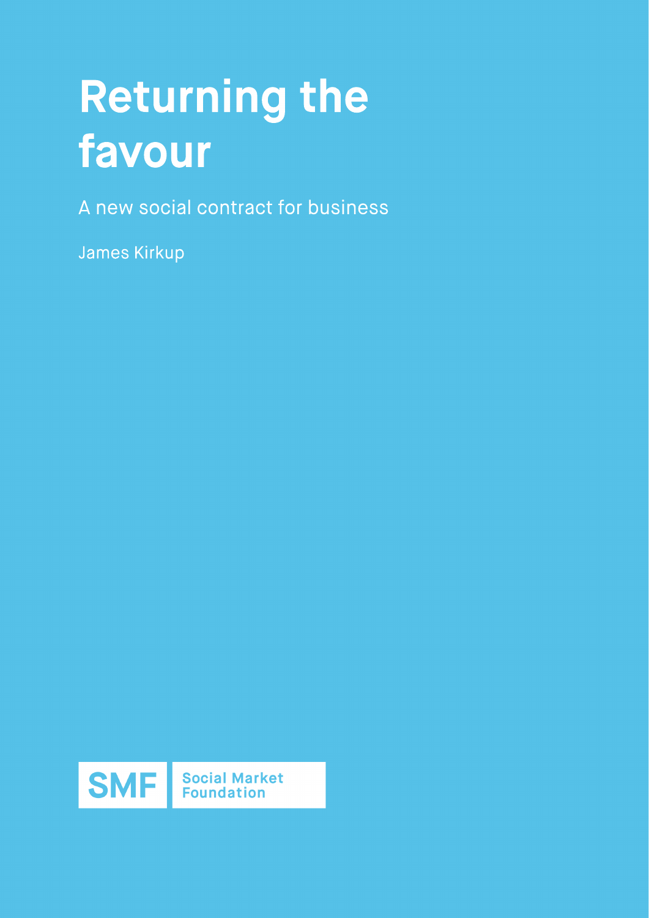# Returning the favour

A new social contract for business

James Kirkup

SMF Social Market Foundation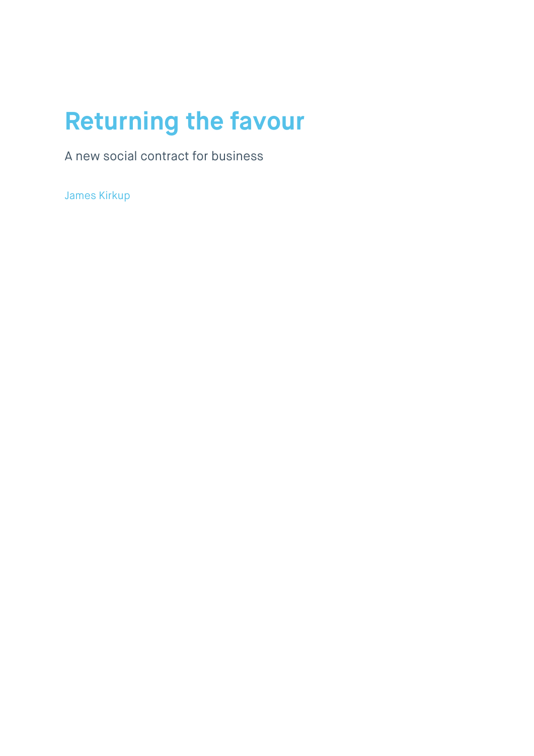# Returning the favour

A new social contract for business

James Kirkup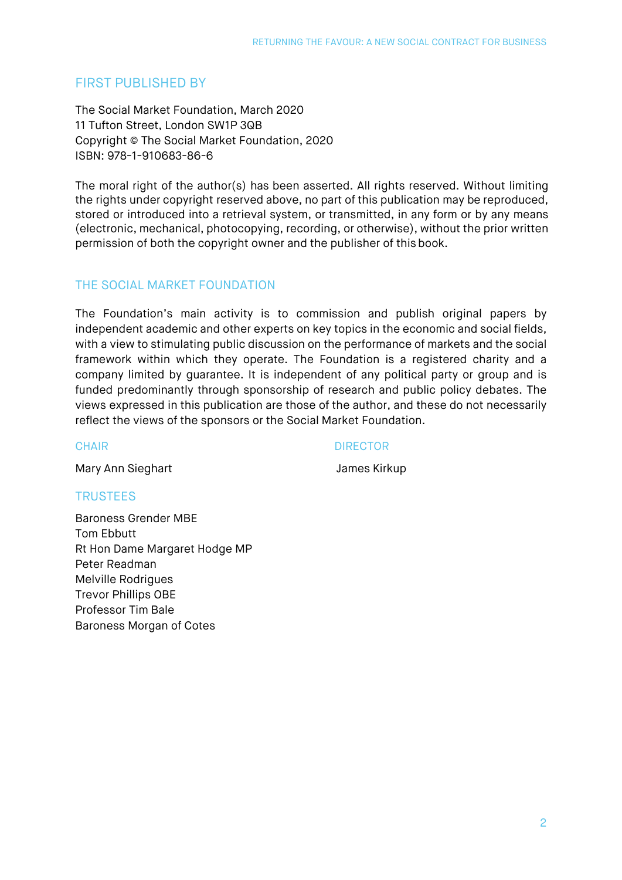## FIRST PUBLISHED BY

The Social Market Foundation, March 2020
11 Tufton Street, London SW1P 3QB
Copyright © The Social Market Foundation, 2020
ISBN: 978-1-910683-86-6

The moral right of the author(s) has been asserted. All rights reserved. Without limiting the rights under copyright reserved above, no part of this publication may be reproduced, stored or introduced into a retrieval system, or transmitted, in any form or by any means (electronic, mechanical, photocopying, recording, or otherwise), without the prior written permission of both the copyright owner and the publisher of this book.

## THE SOCIAL MARKET FOUNDATION

The Foundation's main activity is to commission and publish original papers by independent academic and other experts on key topics in the economic and social fields, with a view to stimulating public discussion on the performance of markets and the social framework within which they operate. The Foundation is a registered charity and a company limited by guarantee. It is independent of any political party or group and is funded predominantly through sponsorship of research and public policy debates. The views expressed in this publication are those of the author, and these do not necessarily reflect the views of the sponsors or the Social Market Foundation.

### CHAIR

Mary Ann Sieghart

### DIRECTOR

James Kirkup

### TRUSTEES

Baroness Grender MBE
Tom Ebbutt
Rt Hon Dame Margaret Hodge MP
Peter Readman
Melville Rodrigues
Trevor Phillips OBE
Professor Tim Bale
Baroness Morgan of Cotes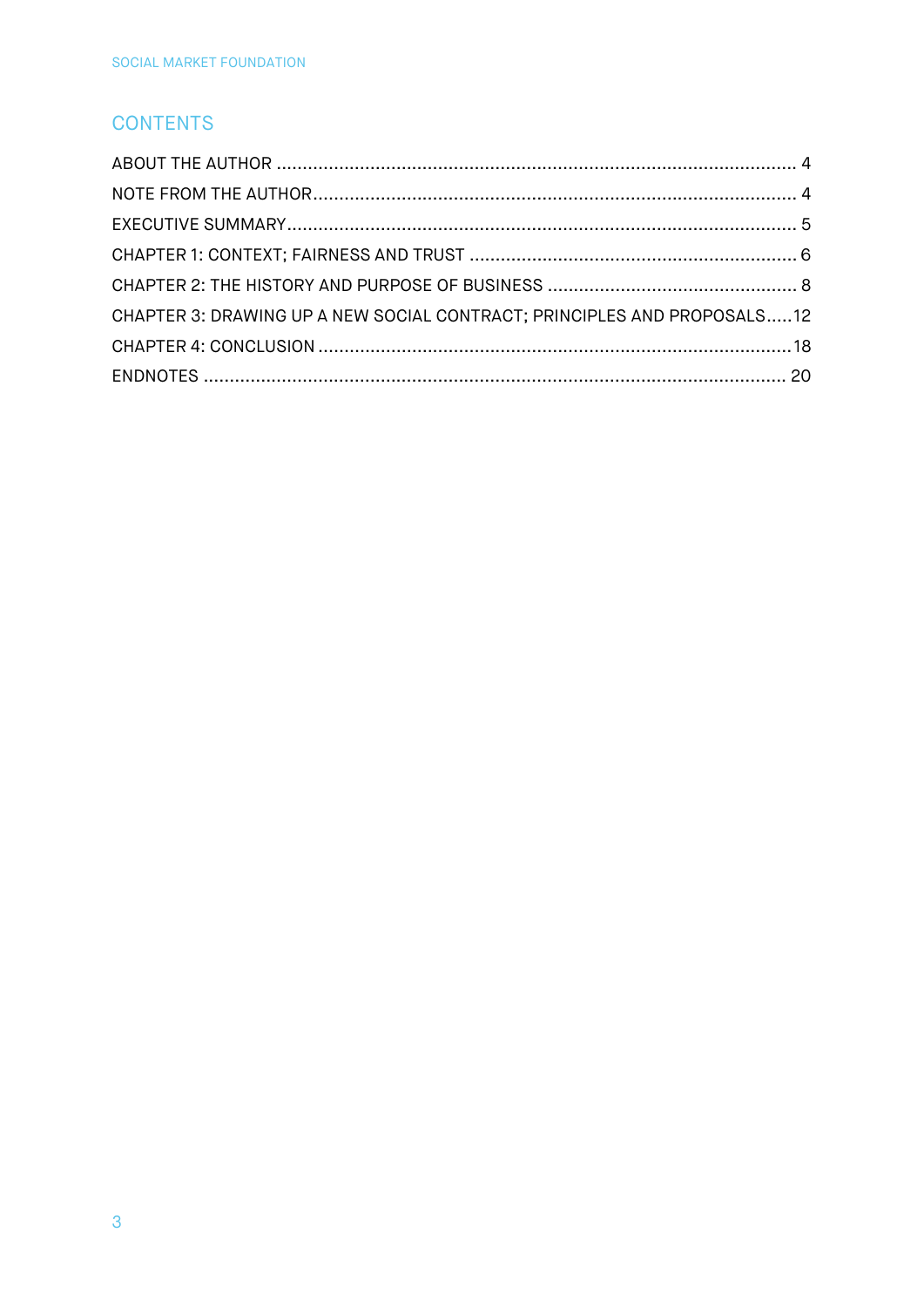## CONTENTS

ABOUT THE AUTHOR ..................................................................................................... 4

NOTE FROM THE AUTHOR............................................................................................ 4

EXECUTIVE SUMMARY................................................................................................. 5

CHAPTER 1: CONTEXT; FAIRNESS AND TRUST ............................................................... 6

CHAPTER 2: THE HISTORY AND PURPOSE OF BUSINESS ................................................ 8

CHAPTER 3: DRAWING UP A NEW SOCIAL CONTRACT; PRINCIPLES AND PROPOSALS.....12

CHAPTER 4: CONCLUSION ..........................................................................................18

ENDNOTES ................................................................................................................ 20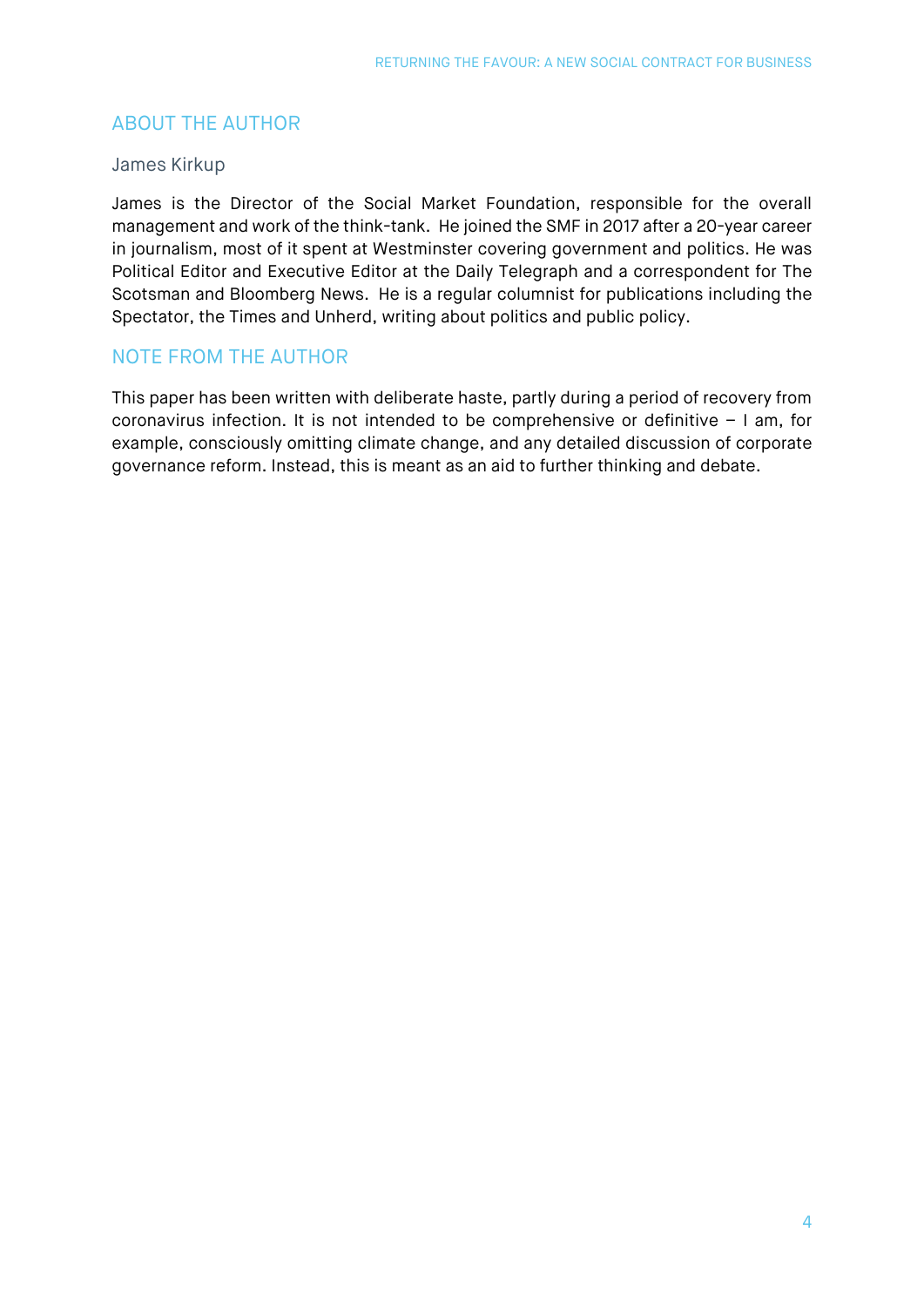## ABOUT THE AUTHOR

### James Kirkup

James is the Director of the Social Market Foundation, responsible for the overall management and work of the think-tank. He joined the SMF in 2017 after a 20-year career in journalism, most of it spent at Westminster covering government and politics. He was Political Editor and Executive Editor at the Daily Telegraph and a correspondent for The Scotsman and Bloomberg News. He is a regular columnist for publications including the Spectator, the Times and Unherd, writing about politics and public policy.

## NOTE FROM THE AUTHOR

This paper has been written with deliberate haste, partly during a period of recovery from coronavirus infection. It is not intended to be comprehensive or definitive – I am, for example, consciously omitting climate change, and any detailed discussion of corporate governance reform. Instead, this is meant as an aid to further thinking and debate.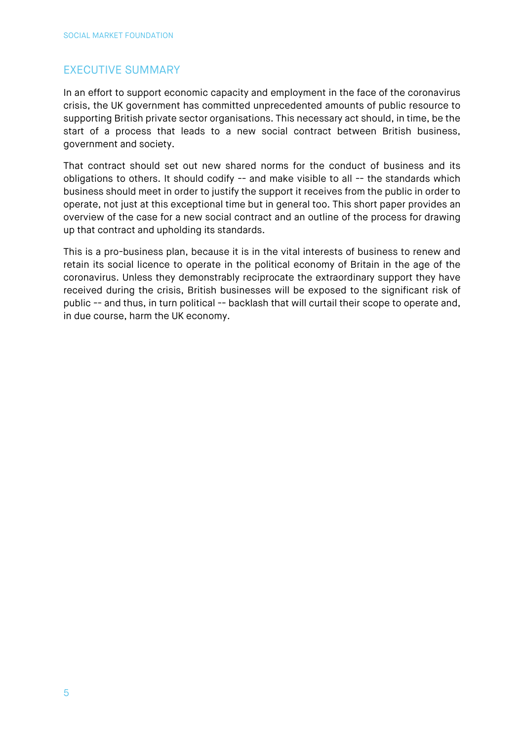## EXECUTIVE SUMMARY

In an effort to support economic capacity and employment in the face of the coronavirus crisis, the UK government has committed unprecedented amounts of public resource to supporting British private sector organisations. This necessary act should, in time, be the start of a process that leads to a new social contract between British business, government and society.

That contract should set out new shared norms for the conduct of business and its obligations to others. It should codify -- and make visible to all -- the standards which business should meet in order to justify the support it receives from the public in order to operate, not just at this exceptional time but in general too. This short paper provides an overview of the case for a new social contract and an outline of the process for drawing up that contract and upholding its standards.

This is a pro-business plan, because it is in the vital interests of business to renew and retain its social licence to operate in the political economy of Britain in the age of the coronavirus. Unless they demonstrably reciprocate the extraordinary support they have received during the crisis, British businesses will be exposed to the significant risk of public -- and thus, in turn political -- backlash that will curtail their scope to operate and, in due course, harm the UK economy.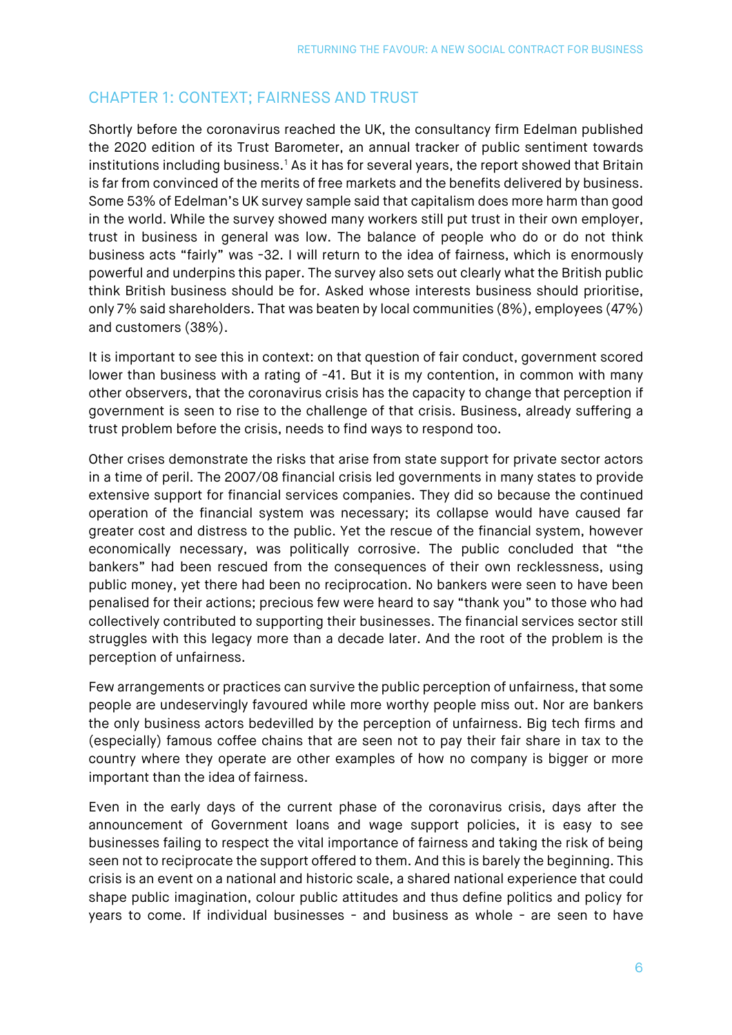## CHAPTER 1: CONTEXT; FAIRNESS AND TRUST

Shortly before the coronavirus reached the UK, the consultancy firm Edelman published the 2020 edition of its Trust Barometer, an annual tracker of public sentiment towards institutions including business.[1] As it has for several years, the report showed that Britain is far from convinced of the merits of free markets and the benefits delivered by business. Some 53% of Edelman's UK survey sample said that capitalism does more harm than good in the world. While the survey showed many workers still put trust in their own employer, trust in business in general was low. The balance of people who do or do not think business acts "fairly" was -32. I will return to the idea of fairness, which is enormously powerful and underpins this paper. The survey also sets out clearly what the British public think British business should be for. Asked whose interests business should prioritise, only 7% said shareholders. That was beaten by local communities (8%), employees (47%) and customers (38%).

It is important to see this in context: on that question of fair conduct, government scored lower than business with a rating of -41. But it is my contention, in common with many other observers, that the coronavirus crisis has the capacity to change that perception if government is seen to rise to the challenge of that crisis. Business, already suffering a trust problem before the crisis, needs to find ways to respond too.

Other crises demonstrate the risks that arise from state support for private sector actors in a time of peril. The 2007/08 financial crisis led governments in many states to provide extensive support for financial services companies. They did so because the continued operation of the financial system was necessary; its collapse would have caused far greater cost and distress to the public. Yet the rescue of the financial system, however economically necessary, was politically corrosive. The public concluded that "the bankers" had been rescued from the consequences of their own recklessness, using public money, yet there had been no reciprocation. No bankers were seen to have been penalised for their actions; precious few were heard to say "thank you" to those who had collectively contributed to supporting their businesses. The financial services sector still struggles with this legacy more than a decade later. And the root of the problem is the perception of unfairness.

Few arrangements or practices can survive the public perception of unfairness, that some people are undeservingly favoured while more worthy people miss out. Nor are bankers the only business actors bedevilled by the perception of unfairness. Big tech firms and (especially) famous coffee chains that are seen not to pay their fair share in tax to the country where they operate are other examples of how no company is bigger or more important than the idea of fairness.

Even in the early days of the current phase of the coronavirus crisis, days after the announcement of Government loans and wage support policies, it is easy to see businesses failing to respect the vital importance of fairness and taking the risk of being seen not to reciprocate the support offered to them. And this is barely the beginning. This crisis is an event on a national and historic scale, a shared national experience that could shape public imagination, colour public attitudes and thus define politics and policy for years to come. If individual businesses - and business as whole - are seen to have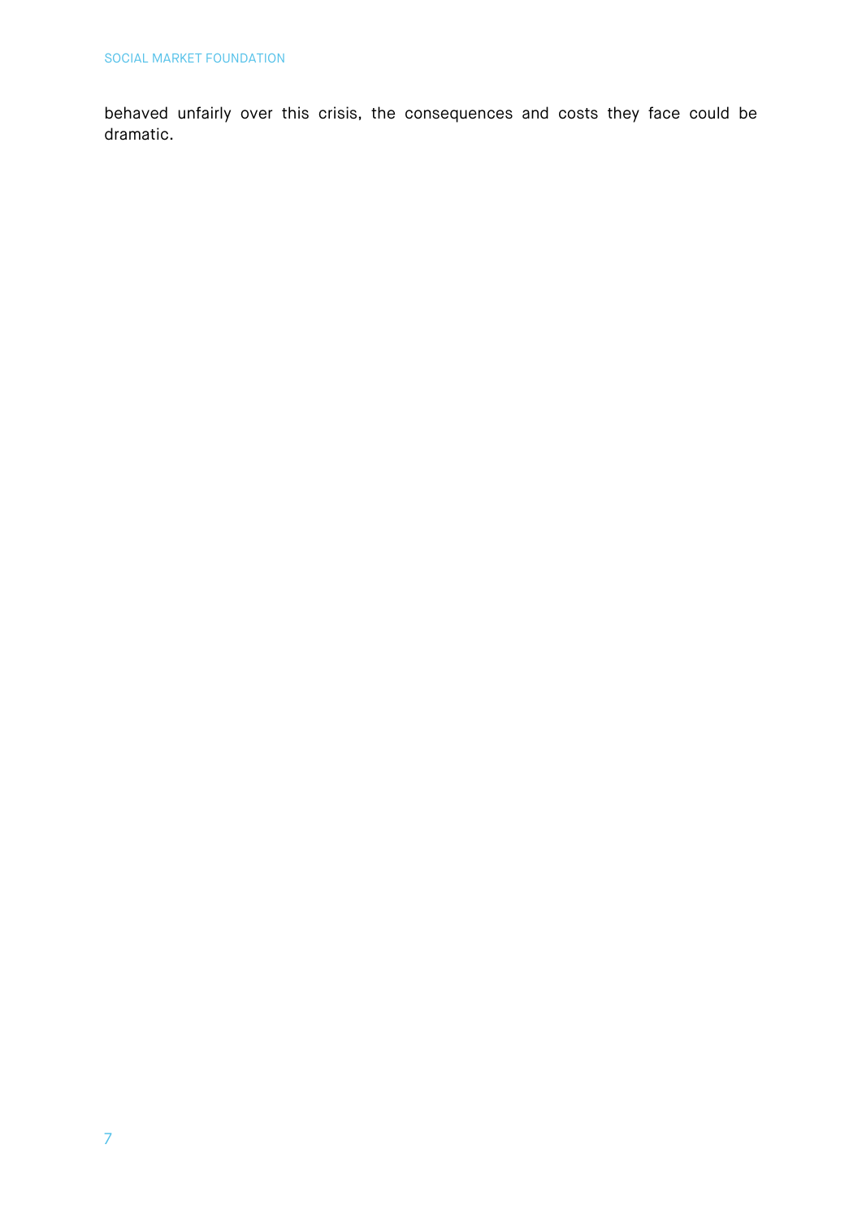behaved unfairly over this crisis, the consequences and costs they face could be dramatic.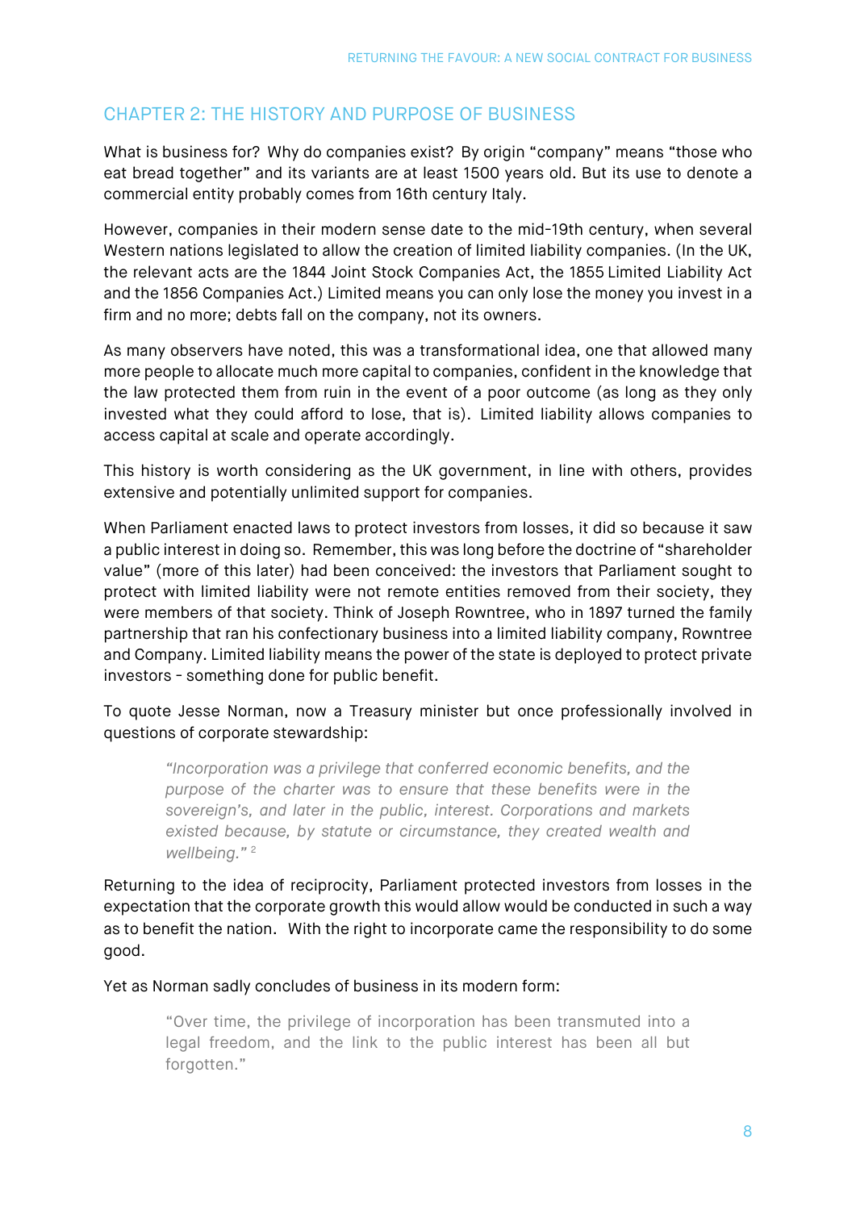## CHAPTER 2: THE HISTORY AND PURPOSE OF BUSINESS

What is business for? Why do companies exist? By origin "company" means "those who eat bread together" and its variants are at least 1500 years old. But its use to denote a commercial entity probably comes from 16th century Italy.

However, companies in their modern sense date to the mid-19th century, when several Western nations legislated to allow the creation of limited liability companies. (In the UK, the relevant acts are the 1844 Joint Stock Companies Act, the 1855 Limited Liability Act and the 1856 Companies Act.) Limited means you can only lose the money you invest in a firm and no more; debts fall on the company, not its owners.

As many observers have noted, this was a transformational idea, one that allowed many more people to allocate much more capital to companies, confident in the knowledge that the law protected them from ruin in the event of a poor outcome (as long as they only invested what they could afford to lose, that is). Limited liability allows companies to access capital at scale and operate accordingly.

This history is worth considering as the UK government, in line with others, provides extensive and potentially unlimited support for companies.

When Parliament enacted laws to protect investors from losses, it did so because it saw a public interest in doing so. Remember, this was long before the doctrine of "shareholder value" (more of this later) had been conceived: the investors that Parliament sought to protect with limited liability were not remote entities removed from their society, they were members of that society. Think of Joseph Rowntree, who in 1897 turned the family partnership that ran his confectionary business into a limited liability company, Rowntree and Company. Limited liability means the power of the state is deployed to protect private investors - something done for public benefit.

To quote Jesse Norman, now a Treasury minister but once professionally involved in questions of corporate stewardship:

> *"Incorporation was a privilege that conferred economic benefits, and the purpose of the charter was to ensure that these benefits were in the sovereign's, and later in the public, interest. Corporations and markets existed because, by statute or circumstance, they created wealth and wellbeing."* [2]

Returning to the idea of reciprocity, Parliament protected investors from losses in the expectation that the corporate growth this would allow would be conducted in such a way as to benefit the nation. With the right to incorporate came the responsibility to do some good.

Yet as Norman sadly concludes of business in its modern form:

> "Over time, the privilege of incorporation has been transmuted into a legal freedom, and the link to the public interest has been all but forgotten."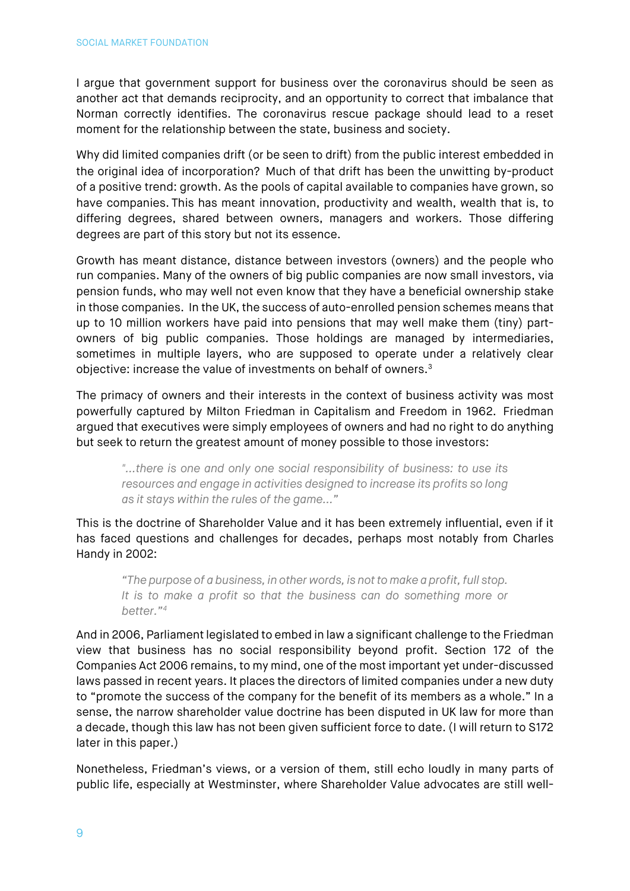I argue that government support for business over the coronavirus should be seen as another act that demands reciprocity, and an opportunity to correct that imbalance that Norman correctly identifies. The coronavirus rescue package should lead to a reset moment for the relationship between the state, business and society.

Why did limited companies drift (or be seen to drift) from the public interest embedded in the original idea of incorporation? Much of that drift has been the unwitting by-product of a positive trend: growth. As the pools of capital available to companies have grown, so have companies. This has meant innovation, productivity and wealth, wealth that is, to differing degrees, shared between owners, managers and workers. Those differing degrees are part of this story but not its essence.

Growth has meant distance, distance between investors (owners) and the people who run companies. Many of the owners of big public companies are now small investors, via pension funds, who may well not even know that they have a beneficial ownership stake in those companies. In the UK, the success of auto-enrolled pension schemes means that up to 10 million workers have paid into pensions that may well make them (tiny) part-owners of big public companies. Those holdings are managed by intermediaries, sometimes in multiple layers, who are supposed to operate under a relatively clear objective: increase the value of investments on behalf of owners.[3]

The primacy of owners and their interests in the context of business activity was most powerfully captured by Milton Friedman in Capitalism and Freedom in 1962. Friedman argued that executives were simply employees of owners and had no right to do anything but seek to return the greatest amount of money possible to those investors:

> *"…there is one and only one social responsibility of business: to use its resources and engage in activities designed to increase its profits so long as it stays within the rules of the game…"*

This is the doctrine of Shareholder Value and it has been extremely influential, even if it has faced questions and challenges for decades, perhaps most notably from Charles Handy in 2002:

> *"The purpose of a business, in other words, is not to make a profit, full stop. It is to make a profit so that the business can do something more or better."*[4]

And in 2006, Parliament legislated to embed in law a significant challenge to the Friedman view that business has no social responsibility beyond profit. Section 172 of the Companies Act 2006 remains, to my mind, one of the most important yet under-discussed laws passed in recent years. It places the directors of limited companies under a new duty to "promote the success of the company for the benefit of its members as a whole." In a sense, the narrow shareholder value doctrine has been disputed in UK law for more than a decade, though this law has not been given sufficient force to date. (I will return to S172 later in this paper.)

Nonetheless, Friedman's views, or a version of them, still echo loudly in many parts of public life, especially at Westminster, where Shareholder Value advocates are still well-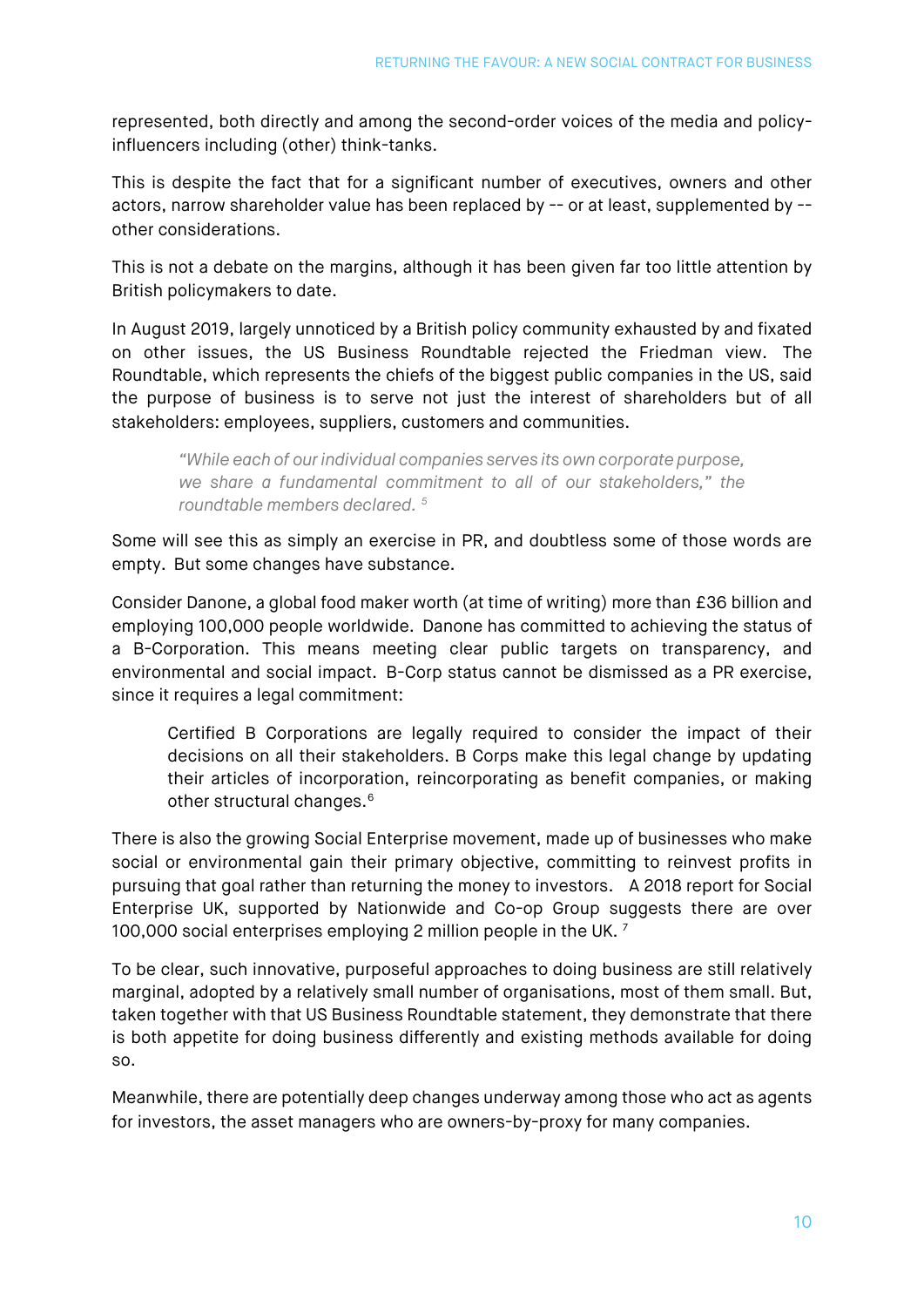represented, both directly and among the second-order voices of the media and policy-influencers including (other) think-tanks.

This is despite the fact that for a significant number of executives, owners and other actors, narrow shareholder value has been replaced by -- or at least, supplemented by -- other considerations.

This is not a debate on the margins, although it has been given far too little attention by British policymakers to date.

In August 2019, largely unnoticed by a British policy community exhausted by and fixated on other issues, the US Business Roundtable rejected the Friedman view. The Roundtable, which represents the chiefs of the biggest public companies in the US, said the purpose of business is to serve not just the interest of shareholders but of all stakeholders: employees, suppliers, customers and communities.

> *"While each of our individual companies serves its own corporate purpose, we share a fundamental commitment to all of our stakeholders," the roundtable members declared.* [5]

Some will see this as simply an exercise in PR, and doubtless some of those words are empty. But some changes have substance.

Consider Danone, a global food maker worth (at time of writing) more than £36 billion and employing 100,000 people worldwide. Danone has committed to achieving the status of a B-Corporation. This means meeting clear public targets on transparency, and environmental and social impact. B-Corp status cannot be dismissed as a PR exercise, since it requires a legal commitment:

> Certified B Corporations are legally required to consider the impact of their decisions on all their stakeholders. B Corps make this legal change by updating their articles of incorporation, reincorporating as benefit companies, or making other structural changes.[6]

There is also the growing Social Enterprise movement, made up of businesses who make social or environmental gain their primary objective, committing to reinvest profits in pursuing that goal rather than returning the money to investors. A 2018 report for Social Enterprise UK, supported by Nationwide and Co-op Group suggests there are over 100,000 social enterprises employing 2 million people in the UK. [7]

To be clear, such innovative, purposeful approaches to doing business are still relatively marginal, adopted by a relatively small number of organisations, most of them small. But, taken together with that US Business Roundtable statement, they demonstrate that there is both appetite for doing business differently and existing methods available for doing so.

Meanwhile, there are potentially deep changes underway among those who act as agents for investors, the asset managers who are owners-by-proxy for many companies.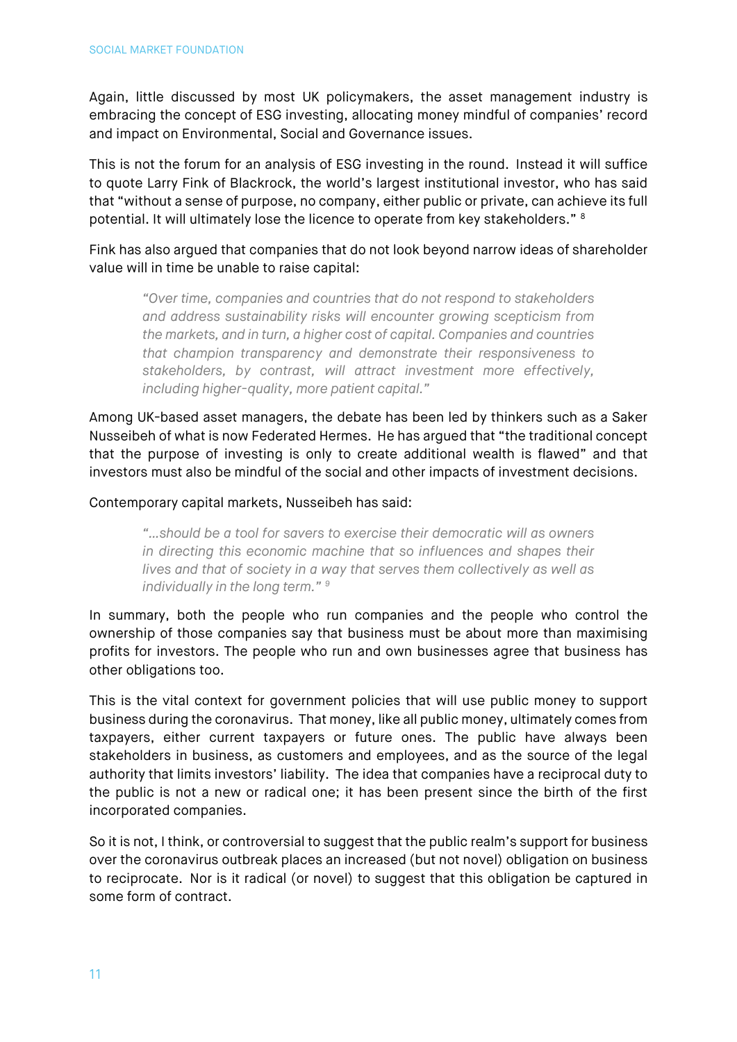Again, little discussed by most UK policymakers, the asset management industry is embracing the concept of ESG investing, allocating money mindful of companies' record and impact on Environmental, Social and Governance issues.

This is not the forum for an analysis of ESG investing in the round. Instead it will suffice to quote Larry Fink of Blackrock, the world's largest institutional investor, who has said that "without a sense of purpose, no company, either public or private, can achieve its full potential. It will ultimately lose the licence to operate from key stakeholders." [8]

Fink has also argued that companies that do not look beyond narrow ideas of shareholder value will in time be unable to raise capital:

> *"Over time, companies and countries that do not respond to stakeholders and address sustainability risks will encounter growing scepticism from the markets, and in turn, a higher cost of capital. Companies and countries that champion transparency and demonstrate their responsiveness to stakeholders, by contrast, will attract investment more effectively, including higher-quality, more patient capital."*

Among UK-based asset managers, the debate has been led by thinkers such as a Saker Nusseibeh of what is now Federated Hermes. He has argued that "the traditional concept that the purpose of investing is only to create additional wealth is flawed" and that investors must also be mindful of the social and other impacts of investment decisions.

Contemporary capital markets, Nusseibeh has said:

> *"…should be a tool for savers to exercise their democratic will as owners in directing this economic machine that so influences and shapes their lives and that of society in a way that serves them collectively as well as individually in the long term."* [9]

In summary, both the people who run companies and the people who control the ownership of those companies say that business must be about more than maximising profits for investors. The people who run and own businesses agree that business has other obligations too.

This is the vital context for government policies that will use public money to support business during the coronavirus. That money, like all public money, ultimately comes from taxpayers, either current taxpayers or future ones. The public have always been stakeholders in business, as customers and employees, and as the source of the legal authority that limits investors' liability. The idea that companies have a reciprocal duty to the public is not a new or radical one; it has been present since the birth of the first incorporated companies.

So it is not, I think, or controversial to suggest that the public realm's support for business over the coronavirus outbreak places an increased (but not novel) obligation on business to reciprocate. Nor is it radical (or novel) to suggest that this obligation be captured in some form of contract.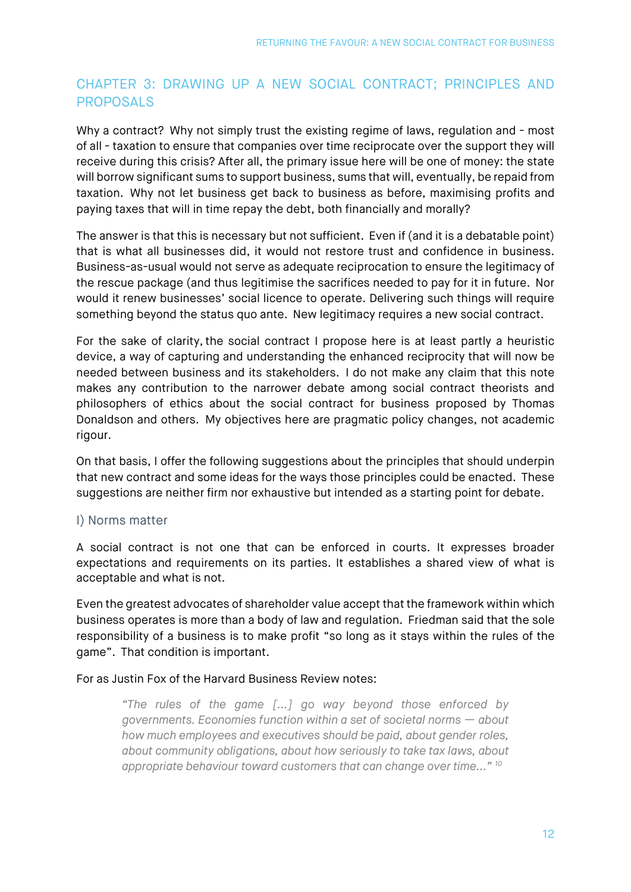## CHAPTER 3: DRAWING UP A NEW SOCIAL CONTRACT; PRINCIPLES AND PROPOSALS

Why a contract? Why not simply trust the existing regime of laws, regulation and - most of all - taxation to ensure that companies over time reciprocate over the support they will receive during this crisis? After all, the primary issue here will be one of money: the state will borrow significant sums to support business, sums that will, eventually, be repaid from taxation. Why not let business get back to business as before, maximising profits and paying taxes that will in time repay the debt, both financially and morally?

The answer is that this is necessary but not sufficient. Even if (and it is a debatable point) that is what all businesses did, it would not restore trust and confidence in business. Business-as-usual would not serve as adequate reciprocation to ensure the legitimacy of the rescue package (and thus legitimise the sacrifices needed to pay for it in future. Nor would it renew businesses' social licence to operate. Delivering such things will require something beyond the status quo ante. New legitimacy requires a new social contract.

For the sake of clarity, the social contract I propose here is at least partly a heuristic device, a way of capturing and understanding the enhanced reciprocity that will now be needed between business and its stakeholders. I do not make any claim that this note makes any contribution to the narrower debate among social contract theorists and philosophers of ethics about the social contract for business proposed by Thomas Donaldson and others. My objectives here are pragmatic policy changes, not academic rigour.

On that basis, I offer the following suggestions about the principles that should underpin that new contract and some ideas for the ways those principles could be enacted. These suggestions are neither firm nor exhaustive but intended as a starting point for debate.

### I) Norms matter

A social contract is not one that can be enforced in courts. It expresses broader expectations and requirements on its parties. It establishes a shared view of what is acceptable and what is not.

Even the greatest advocates of shareholder value accept that the framework within which business operates is more than a body of law and regulation. Friedman said that the sole responsibility of a business is to make profit "so long as it stays within the rules of the game". That condition is important.

For as Justin Fox of the Harvard Business Review notes:

> *"The rules of the game [...] go way beyond those enforced by governments. Economies function within a set of societal norms — about how much employees and executives should be paid, about gender roles, about community obligations, about how seriously to take tax laws, about appropriate behaviour toward customers that can change over time..."* [10]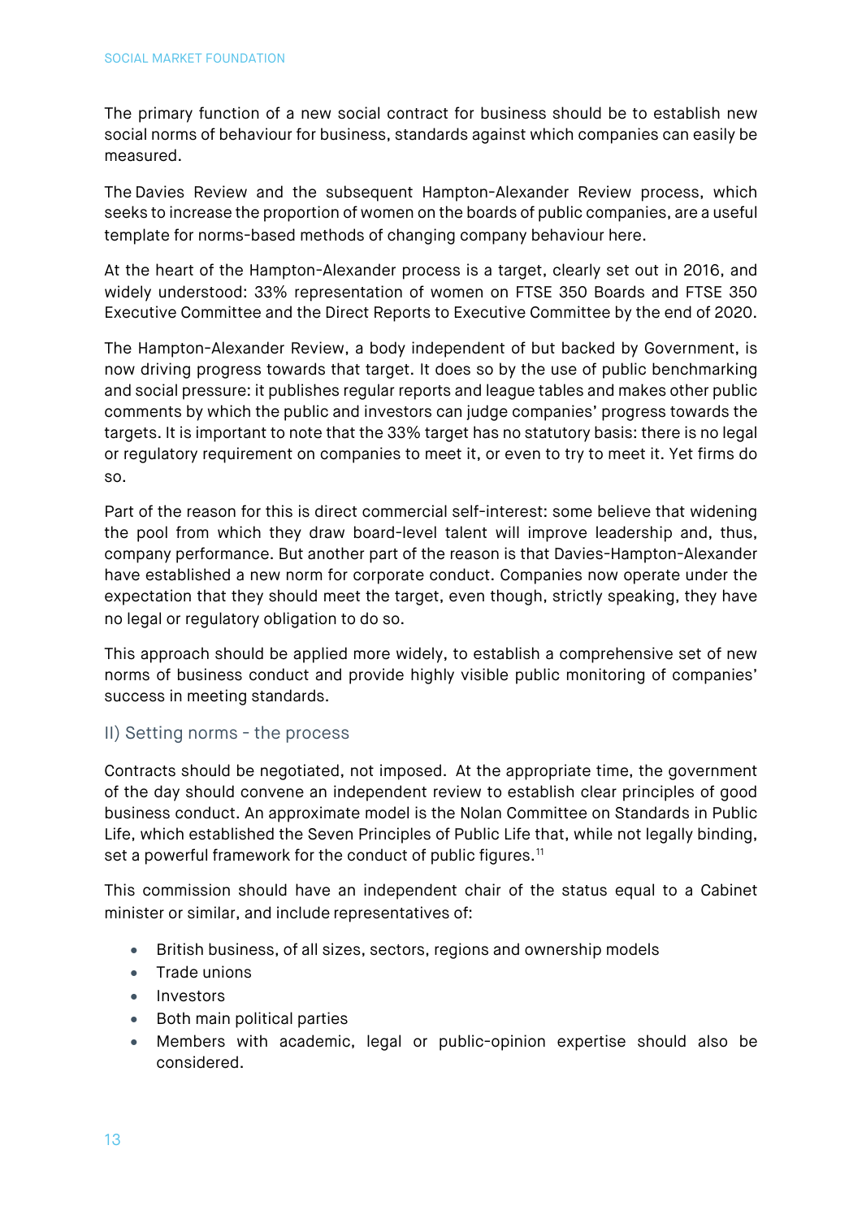The primary function of a new social contract for business should be to establish new social norms of behaviour for business, standards against which companies can easily be measured.

The Davies Review and the subsequent Hampton-Alexander Review process, which seeks to increase the proportion of women on the boards of public companies, are a useful template for norms-based methods of changing company behaviour here.

At the heart of the Hampton-Alexander process is a target, clearly set out in 2016, and widely understood: 33% representation of women on FTSE 350 Boards and FTSE 350 Executive Committee and the Direct Reports to Executive Committee by the end of 2020.

The Hampton-Alexander Review, a body independent of but backed by Government, is now driving progress towards that target. It does so by the use of public benchmarking and social pressure: it publishes regular reports and league tables and makes other public comments by which the public and investors can judge companies' progress towards the targets. It is important to note that the 33% target has no statutory basis: there is no legal or regulatory requirement on companies to meet it, or even to try to meet it. Yet firms do so.

Part of the reason for this is direct commercial self-interest: some believe that widening the pool from which they draw board-level talent will improve leadership and, thus, company performance. But another part of the reason is that Davies-Hampton-Alexander have established a new norm for corporate conduct. Companies now operate under the expectation that they should meet the target, even though, strictly speaking, they have no legal or regulatory obligation to do so.

This approach should be applied more widely, to establish a comprehensive set of new norms of business conduct and provide highly visible public monitoring of companies' success in meeting standards.

### II) Setting norms - the process

Contracts should be negotiated, not imposed. At the appropriate time, the government of the day should convene an independent review to establish clear principles of good business conduct. An approximate model is the Nolan Committee on Standards in Public Life, which established the Seven Principles of Public Life that, while not legally binding, set a powerful framework for the conduct of public figures.[11]

This commission should have an independent chair of the status equal to a Cabinet minister or similar, and include representatives of:

- British business, of all sizes, sectors, regions and ownership models
- Trade unions
- Investors
- Both main political parties
- Members with academic, legal or public-opinion expertise should also be considered.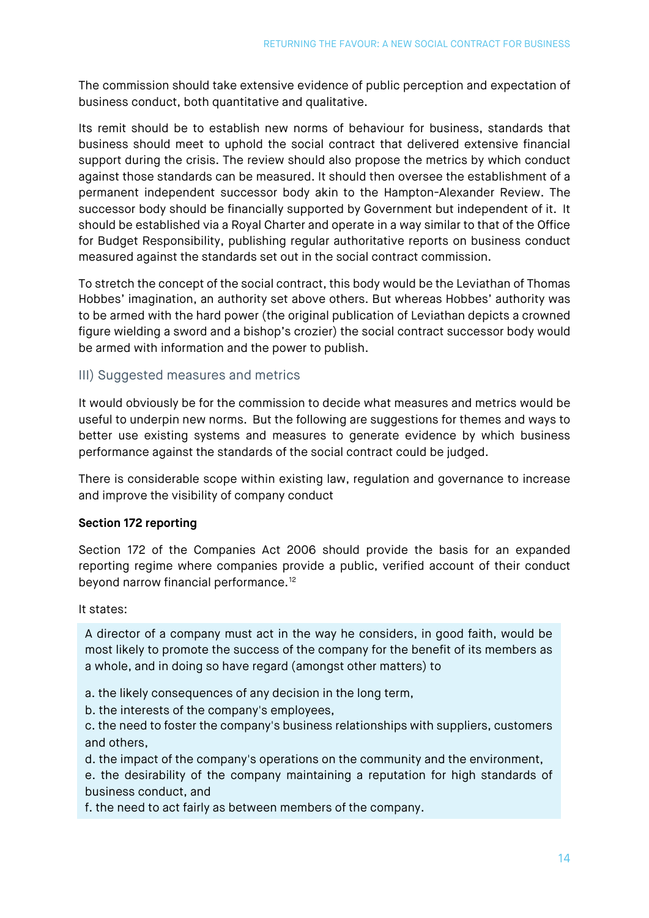The commission should take extensive evidence of public perception and expectation of business conduct, both quantitative and qualitative.

Its remit should be to establish new norms of behaviour for business, standards that business should meet to uphold the social contract that delivered extensive financial support during the crisis. The review should also propose the metrics by which conduct against those standards can be measured. It should then oversee the establishment of a permanent independent successor body akin to the Hampton-Alexander Review. The successor body should be financially supported by Government but independent of it. It should be established via a Royal Charter and operate in a way similar to that of the Office for Budget Responsibility, publishing regular authoritative reports on business conduct measured against the standards set out in the social contract commission.

To stretch the concept of the social contract, this body would be the Leviathan of Thomas Hobbes' imagination, an authority set above others. But whereas Hobbes' authority was to be armed with the hard power (the original publication of Leviathan depicts a crowned figure wielding a sword and a bishop's crozier) the social contract successor body would be armed with information and the power to publish.

### III) Suggested measures and metrics

It would obviously be for the commission to decide what measures and metrics would be useful to underpin new norms. But the following are suggestions for themes and ways to better use existing systems and measures to generate evidence by which business performance against the standards of the social contract could be judged.

There is considerable scope within existing law, regulation and governance to increase and improve the visibility of company conduct

**Section 172 reporting**

Section 172 of the Companies Act 2006 should provide the basis for an expanded reporting regime where companies provide a public, verified account of their conduct beyond narrow financial performance.[12]

It states:

> A director of a company must act in the way he considers, in good faith, would be most likely to promote the success of the company for the benefit of its members as a whole, and in doing so have regard (amongst other matters) to
>
> a. the likely consequences of any decision in the long term,
> b. the interests of the company's employees,
> c. the need to foster the company's business relationships with suppliers, customers and others,
> d. the impact of the company's operations on the community and the environment,
> e. the desirability of the company maintaining a reputation for high standards of business conduct, and
> f. the need to act fairly as between members of the company.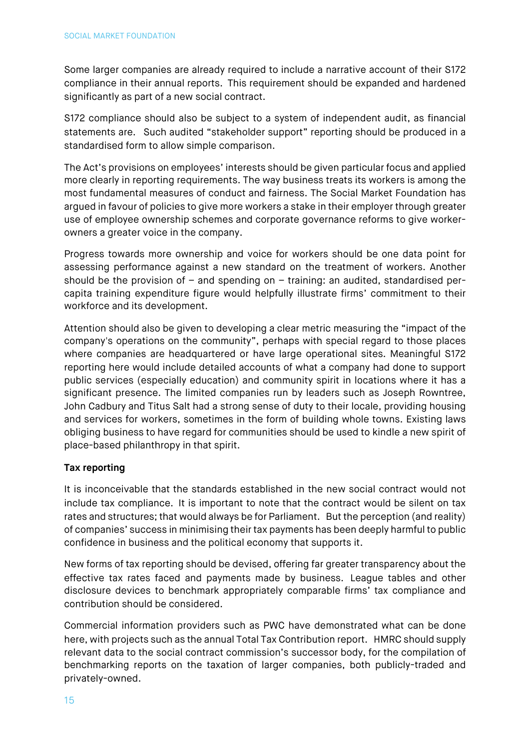Some larger companies are already required to include a narrative account of their S172 compliance in their annual reports. This requirement should be expanded and hardened significantly as part of a new social contract.

S172 compliance should also be subject to a system of independent audit, as financial statements are. Such audited "stakeholder support" reporting should be produced in a standardised form to allow simple comparison.

The Act's provisions on employees' interests should be given particular focus and applied more clearly in reporting requirements. The way business treats its workers is among the most fundamental measures of conduct and fairness. The Social Market Foundation has argued in favour of policies to give more workers a stake in their employer through greater use of employee ownership schemes and corporate governance reforms to give worker-owners a greater voice in the company.

Progress towards more ownership and voice for workers should be one data point for assessing performance against a new standard on the treatment of workers. Another should be the provision of – and spending on – training: an audited, standardised per-capita training expenditure figure would helpfully illustrate firms' commitment to their workforce and its development.

Attention should also be given to developing a clear metric measuring the "impact of the company's operations on the community", perhaps with special regard to those places where companies are headquartered or have large operational sites. Meaningful S172 reporting here would include detailed accounts of what a company had done to support public services (especially education) and community spirit in locations where it has a significant presence. The limited companies run by leaders such as Joseph Rowntree, John Cadbury and Titus Salt had a strong sense of duty to their locale, providing housing and services for workers, sometimes in the form of building whole towns. Existing laws obliging business to have regard for communities should be used to kindle a new spirit of place-based philanthropy in that spirit.

**Tax reporting**

It is inconceivable that the standards established in the new social contract would not include tax compliance. It is important to note that the contract would be silent on tax rates and structures; that would always be for Parliament. But the perception (and reality) of companies' success in minimising their tax payments has been deeply harmful to public confidence in business and the political economy that supports it.

New forms of tax reporting should be devised, offering far greater transparency about the effective tax rates faced and payments made by business. League tables and other disclosure devices to benchmark appropriately comparable firms' tax compliance and contribution should be considered.

Commercial information providers such as PWC have demonstrated what can be done here, with projects such as the annual Total Tax Contribution report. HMRC should supply relevant data to the social contract commission's successor body, for the compilation of benchmarking reports on the taxation of larger companies, both publicly-traded and privately-owned.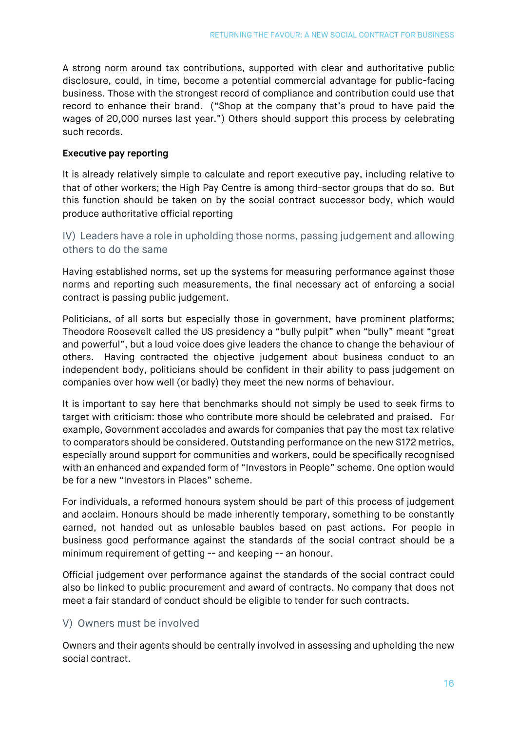A strong norm around tax contributions, supported with clear and authoritative public disclosure, could, in time, become a potential commercial advantage for public-facing business. Those with the strongest record of compliance and contribution could use that record to enhance their brand. ("Shop at the company that's proud to have paid the wages of 20,000 nurses last year.") Others should support this process by celebrating such records.

**Executive pay reporting**

It is already relatively simple to calculate and report executive pay, including relative to that of other workers; the High Pay Centre is among third-sector groups that do so. But this function should be taken on by the social contract successor body, which would produce authoritative official reporting

### IV) Leaders have a role in upholding those norms, passing judgement and allowing others to do the same

Having established norms, set up the systems for measuring performance against those norms and reporting such measurements, the final necessary act of enforcing a social contract is passing public judgement.

Politicians, of all sorts but especially those in government, have prominent platforms; Theodore Roosevelt called the US presidency a "bully pulpit" when "bully" meant "great and powerful", but a loud voice does give leaders the chance to change the behaviour of others. Having contracted the objective judgement about business conduct to an independent body, politicians should be confident in their ability to pass judgement on companies over how well (or badly) they meet the new norms of behaviour.

It is important to say here that benchmarks should not simply be used to seek firms to target with criticism: those who contribute more should be celebrated and praised. For example, Government accolades and awards for companies that pay the most tax relative to comparators should be considered. Outstanding performance on the new S172 metrics, especially around support for communities and workers, could be specifically recognised with an enhanced and expanded form of "Investors in People" scheme. One option would be for a new "Investors in Places" scheme.

For individuals, a reformed honours system should be part of this process of judgement and acclaim. Honours should be made inherently temporary, something to be constantly earned, not handed out as unlosable baubles based on past actions. For people in business good performance against the standards of the social contract should be a minimum requirement of getting -- and keeping -- an honour.

Official judgement over performance against the standards of the social contract could also be linked to public procurement and award of contracts. No company that does not meet a fair standard of conduct should be eligible to tender for such contracts.

### V) Owners must be involved

Owners and their agents should be centrally involved in assessing and upholding the new social contract.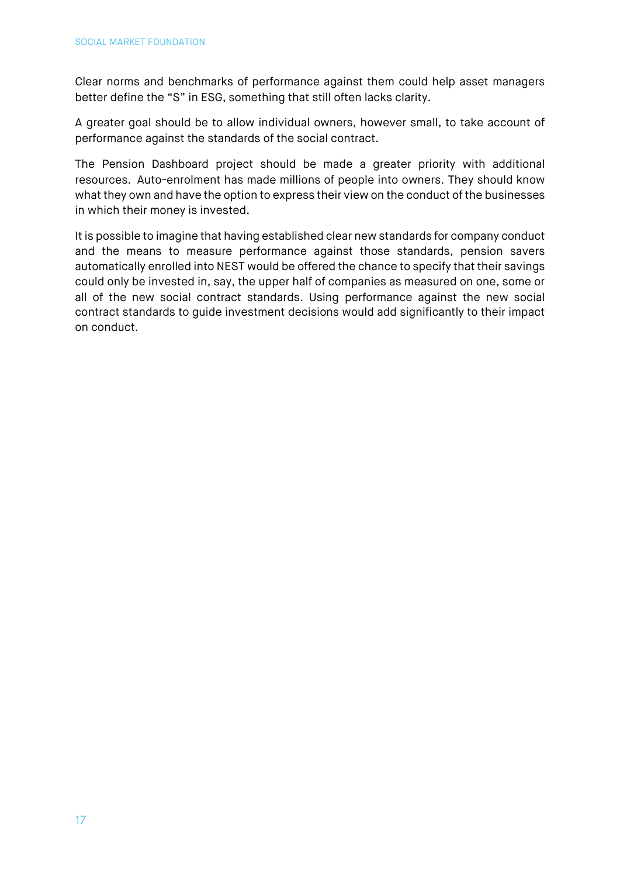Clear norms and benchmarks of performance against them could help asset managers better define the "S" in ESG, something that still often lacks clarity.

A greater goal should be to allow individual owners, however small, to take account of performance against the standards of the social contract.

The Pension Dashboard project should be made a greater priority with additional resources. Auto-enrolment has made millions of people into owners. They should know what they own and have the option to express their view on the conduct of the businesses in which their money is invested.

It is possible to imagine that having established clear new standards for company conduct and the means to measure performance against those standards, pension savers automatically enrolled into NEST would be offered the chance to specify that their savings could only be invested in, say, the upper half of companies as measured on one, some or all of the new social contract standards. Using performance against the new social contract standards to guide investment decisions would add significantly to their impact on conduct.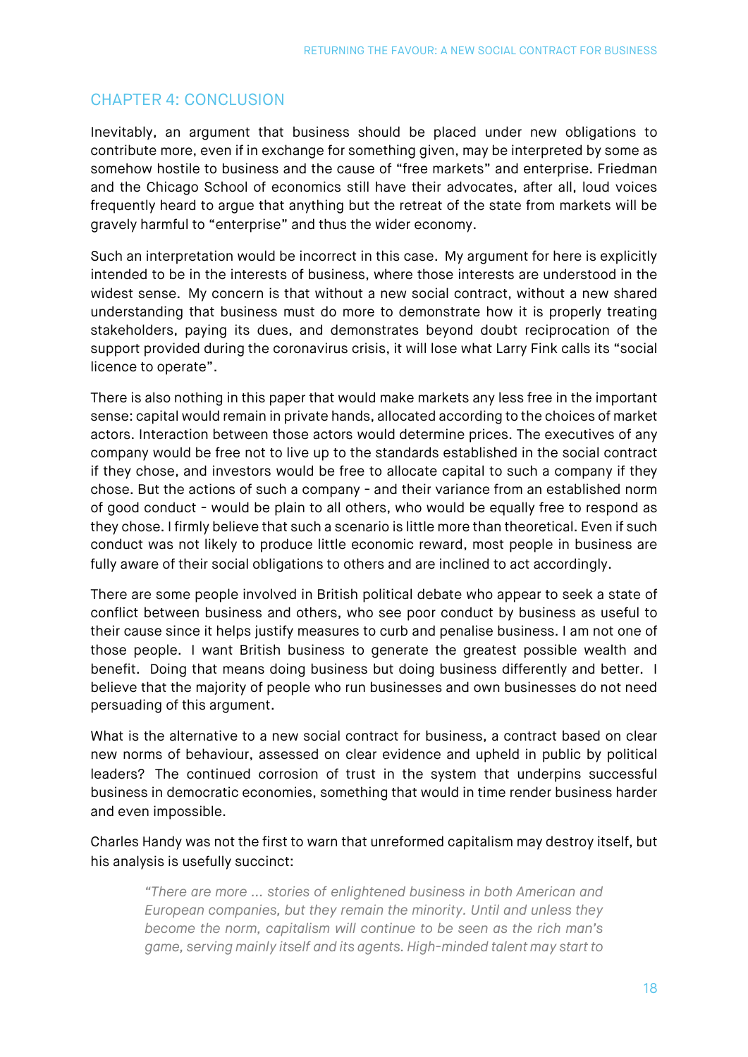## CHAPTER 4: CONCLUSION

Inevitably, an argument that business should be placed under new obligations to contribute more, even if in exchange for something given, may be interpreted by some as somehow hostile to business and the cause of "free markets" and enterprise. Friedman and the Chicago School of economics still have their advocates, after all, loud voices frequently heard to argue that anything but the retreat of the state from markets will be gravely harmful to "enterprise" and thus the wider economy.

Such an interpretation would be incorrect in this case. My argument for here is explicitly intended to be in the interests of business, where those interests are understood in the widest sense. My concern is that without a new social contract, without a new shared understanding that business must do more to demonstrate how it is properly treating stakeholders, paying its dues, and demonstrates beyond doubt reciprocation of the support provided during the coronavirus crisis, it will lose what Larry Fink calls its "social licence to operate".

There is also nothing in this paper that would make markets any less free in the important sense: capital would remain in private hands, allocated according to the choices of market actors. Interaction between those actors would determine prices. The executives of any company would be free not to live up to the standards established in the social contract if they chose, and investors would be free to allocate capital to such a company if they chose. But the actions of such a company - and their variance from an established norm of good conduct - would be plain to all others, who would be equally free to respond as they chose. I firmly believe that such a scenario is little more than theoretical. Even if such conduct was not likely to produce little economic reward, most people in business are fully aware of their social obligations to others and are inclined to act accordingly.

There are some people involved in British political debate who appear to seek a state of conflict between business and others, who see poor conduct by business as useful to their cause since it helps justify measures to curb and penalise business. I am not one of those people. I want British business to generate the greatest possible wealth and benefit. Doing that means doing business but doing business differently and better. I believe that the majority of people who run businesses and own businesses do not need persuading of this argument.

What is the alternative to a new social contract for business, a contract based on clear new norms of behaviour, assessed on clear evidence and upheld in public by political leaders? The continued corrosion of trust in the system that underpins successful business in democratic economies, something that would in time render business harder and even impossible.

Charles Handy was not the first to warn that unreformed capitalism may destroy itself, but his analysis is usefully succinct:

> *"There are more ... stories of enlightened business in both American and European companies, but they remain the minority. Until and unless they become the norm, capitalism will continue to be seen as the rich man's game, serving mainly itself and its agents. High-minded talent may start to*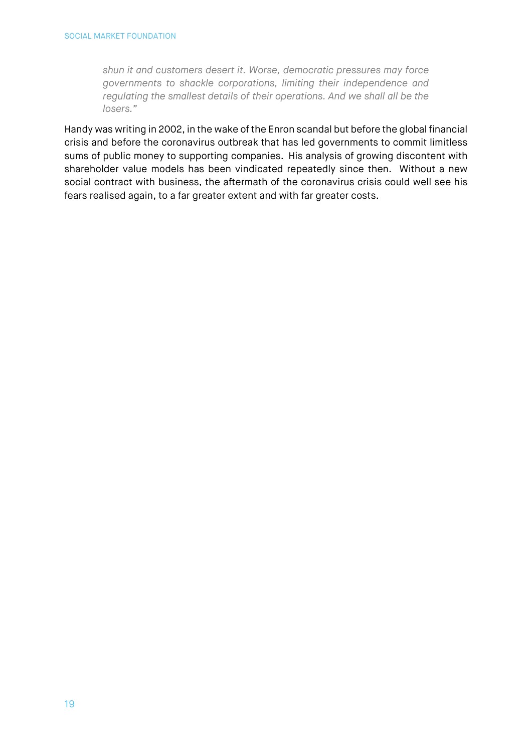> *shun it and customers desert it. Worse, democratic pressures may force governments to shackle corporations, limiting their independence and regulating the smallest details of their operations. And we shall all be the losers."*

Handy was writing in 2002, in the wake of the Enron scandal but before the global financial crisis and before the coronavirus outbreak that has led governments to commit limitless sums of public money to supporting companies. His analysis of growing discontent with shareholder value models has been vindicated repeatedly since then. Without a new social contract with business, the aftermath of the coronavirus crisis could well see his fears realised again, to a far greater extent and with far greater costs.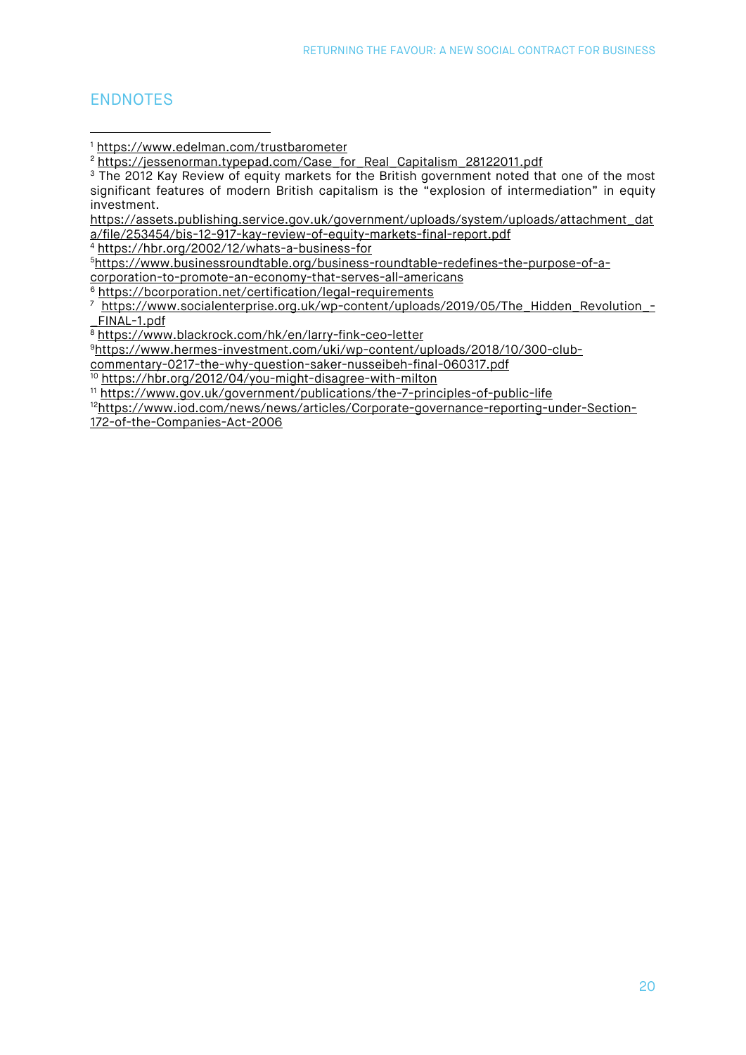## ENDNOTES

[1] https://www.edelman.com/trustbarometer

[2] https://jessenorman.typepad.com/Case_for_Real_Capitalism_28122011.pdf

[3] The 2012 Kay Review of equity markets for the British government noted that one of the most significant features of modern British capitalism is the "explosion of intermediation" in equity investment. https://assets.publishing.service.gov.uk/government/uploads/system/uploads/attachment_data/file/253454/bis-12-917-kay-review-of-equity-markets-final-report.pdf

[4] https://hbr.org/2002/12/whats-a-business-for

[5] https://www.businessroundtable.org/business-roundtable-redefines-the-purpose-of-a-corporation-to-promote-an-economy-that-serves-all-americans

[6] https://bcorporation.net/certification/legal-requirements

[7] https://www.socialenterprise.org.uk/wp-content/uploads/2019/05/The_Hidden_Revolution_-_FINAL-1.pdf

[8] https://www.blackrock.com/hk/en/larry-fink-ceo-letter

[9] https://www.hermes-investment.com/uki/wp-content/uploads/2018/10/300-club-commentary-0217-the-why-question-saker-nusseibeh-final-060317.pdf

[10] https://hbr.org/2012/04/you-might-disagree-with-milton

[11] https://www.gov.uk/government/publications/the-7-principles-of-public-life

[12] https://www.iod.com/news/news/articles/Corporate-governance-reporting-under-Section-172-of-the-Companies-Act-2006